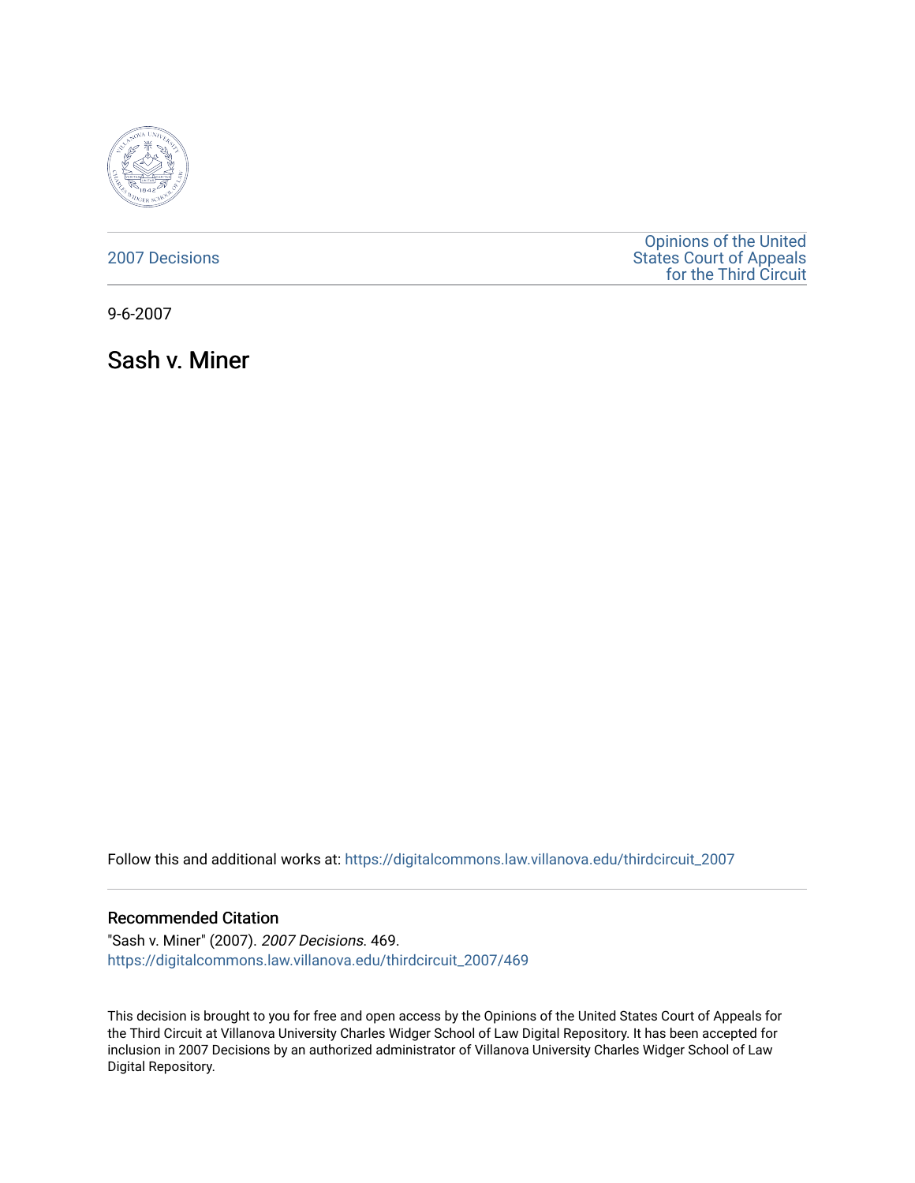2007 Decisions

Opinions of the United States Court of Appeals for the Third Circuit

9-6-2007

## Sash v. Miner

Follow this and additional works at: https://digitalcommons.law.villanova.edu/thirdcircuit_2007

### Recommended Citation

"Sash v. Miner" (2007). *2007 Decisions*. 469.
https://digitalcommons.law.villanova.edu/thirdcircuit_2007/469

This decision is brought to you for free and open access by the Opinions of the United States Court of Appeals for the Third Circuit at Villanova University Charles Widger School of Law Digital Repository. It has been accepted for inclusion in 2007 Decisions by an authorized administrator of Villanova University Charles Widger School of Law Digital Repository.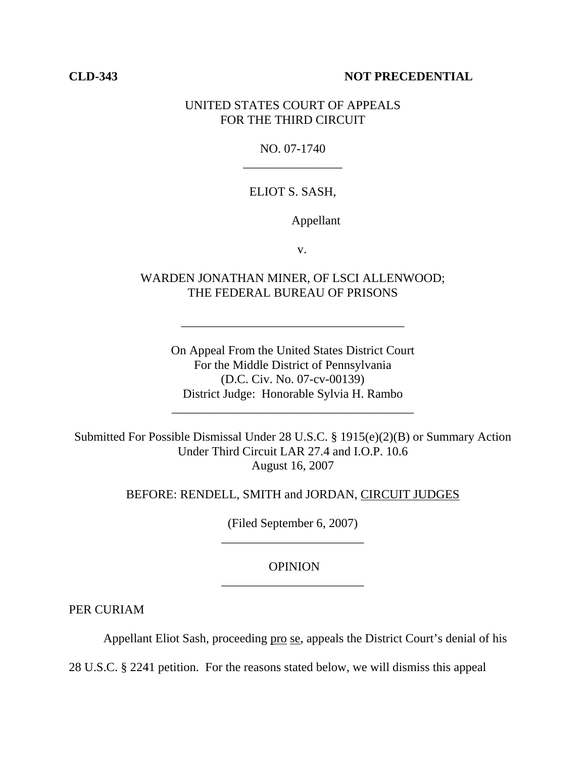**CLD-343** **NOT PRECEDENTIAL**

UNITED STATES COURT OF APPEALS
FOR THE THIRD CIRCUIT

NO. 07-1740

---

ELIOT S. SASH,

Appellant

v.

WARDEN JONATHAN MINER, OF LSCI ALLENWOOD;
THE FEDERAL BUREAU OF PRISONS

---

On Appeal From the United States District Court
For the Middle District of Pennsylvania
(D.C. Civ. No. 07-cv-00139)
District Judge: Honorable Sylvia H. Rambo

---

Submitted For Possible Dismissal Under 28 U.S.C. § 1915(e)(2)(B) or Summary Action
Under Third Circuit LAR 27.4 and I.O.P. 10.6
August 16, 2007

BEFORE: RENDELL, SMITH and JORDAN, CIRCUIT JUDGES

(Filed September 6, 2007)

---

OPINION

---

PER CURIAM

Appellant Eliot Sash, proceeding pro se, appeals the District Court's denial of his 28 U.S.C. § 2241 petition. For the reasons stated below, we will dismiss this appeal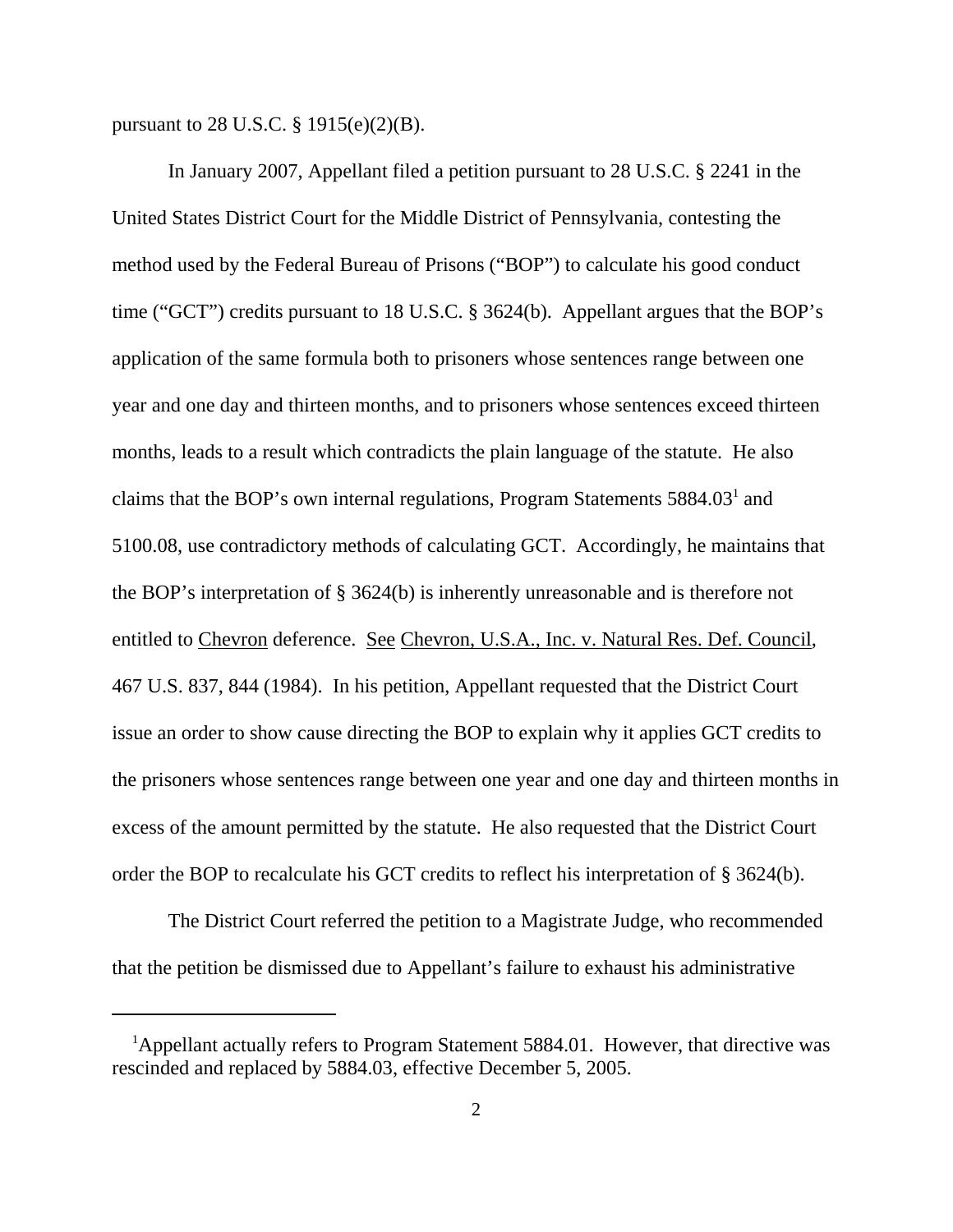pursuant to 28 U.S.C. § 1915(e)(2)(B).

In January 2007, Appellant filed a petition pursuant to 28 U.S.C. § 2241 in the United States District Court for the Middle District of Pennsylvania, contesting the method used by the Federal Bureau of Prisons ("BOP") to calculate his good conduct time ("GCT") credits pursuant to 18 U.S.C. § 3624(b). Appellant argues that the BOP's application of the same formula both to prisoners whose sentences range between one year and one day and thirteen months, and to prisoners whose sentences exceed thirteen months, leads to a result which contradicts the plain language of the statute. He also claims that the BOP's own internal regulations, Program Statements 5884.03[1] and 5100.08, use contradictory methods of calculating GCT. Accordingly, he maintains that the BOP's interpretation of § 3624(b) is inherently unreasonable and is therefore not entitled to Chevron deference. See Chevron, U.S.A., Inc. v. Natural Res. Def. Council, 467 U.S. 837, 844 (1984). In his petition, Appellant requested that the District Court issue an order to show cause directing the BOP to explain why it applies GCT credits to the prisoners whose sentences range between one year and one day and thirteen months in excess of the amount permitted by the statute. He also requested that the District Court order the BOP to recalculate his GCT credits to reflect his interpretation of § 3624(b).

The District Court referred the petition to a Magistrate Judge, who recommended that the petition be dismissed due to Appellant's failure to exhaust his administrative

---

[1] Appellant actually refers to Program Statement 5884.01. However, that directive was rescinded and replaced by 5884.03, effective December 5, 2005.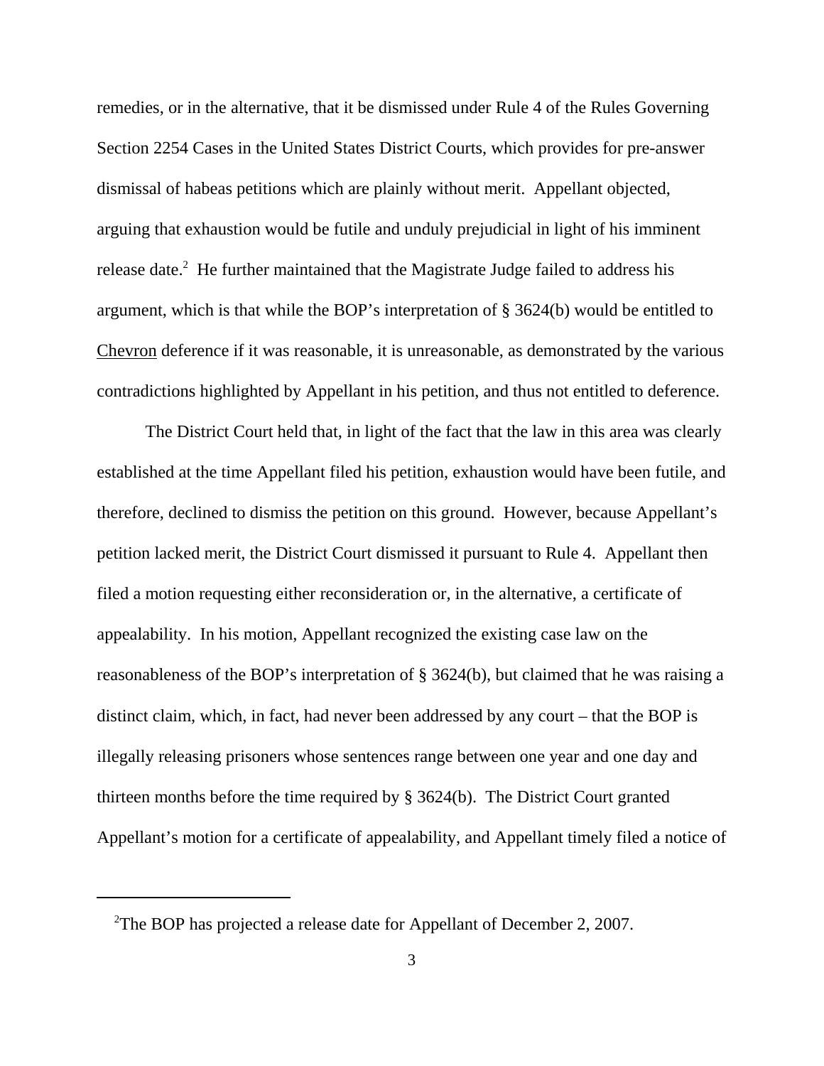remedies, or in the alternative, that it be dismissed under Rule 4 of the Rules Governing Section 2254 Cases in the United States District Courts, which provides for pre-answer dismissal of habeas petitions which are plainly without merit. Appellant objected, arguing that exhaustion would be futile and unduly prejudicial in light of his imminent release date.[2] He further maintained that the Magistrate Judge failed to address his argument, which is that while the BOP's interpretation of § 3624(b) would be entitled to Chevron deference if it was reasonable, it is unreasonable, as demonstrated by the various contradictions highlighted by Appellant in his petition, and thus not entitled to deference.

The District Court held that, in light of the fact that the law in this area was clearly established at the time Appellant filed his petition, exhaustion would have been futile, and therefore, declined to dismiss the petition on this ground. However, because Appellant's petition lacked merit, the District Court dismissed it pursuant to Rule 4. Appellant then filed a motion requesting either reconsideration or, in the alternative, a certificate of appealability. In his motion, Appellant recognized the existing case law on the reasonableness of the BOP's interpretation of § 3624(b), but claimed that he was raising a distinct claim, which, in fact, had never been addressed by any court – that the BOP is illegally releasing prisoners whose sentences range between one year and one day and thirteen months before the time required by § 3624(b). The District Court granted Appellant's motion for a certificate of appealability, and Appellant timely filed a notice of

---

[2]The BOP has projected a release date for Appellant of December 2, 2007.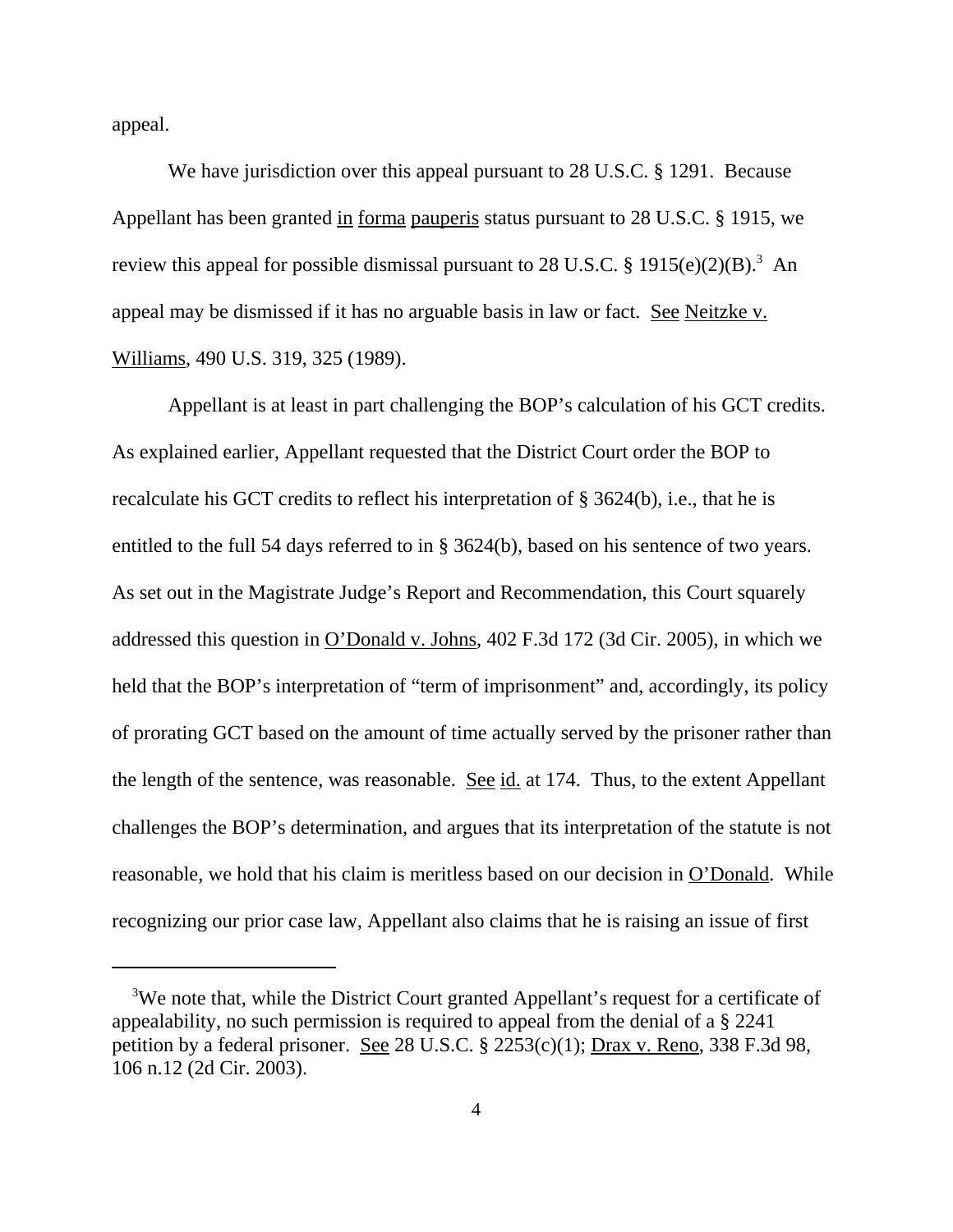appeal.

We have jurisdiction over this appeal pursuant to 28 U.S.C. § 1291. Because Appellant has been granted in forma pauperis status pursuant to 28 U.S.C. § 1915, we review this appeal for possible dismissal pursuant to 28 U.S.C. § 1915(e)(2)(B).[3] An appeal may be dismissed if it has no arguable basis in law or fact. See Neitzke v. Williams, 490 U.S. 319, 325 (1989).

Appellant is at least in part challenging the BOP's calculation of his GCT credits. As explained earlier, Appellant requested that the District Court order the BOP to recalculate his GCT credits to reflect his interpretation of § 3624(b), i.e., that he is entitled to the full 54 days referred to in § 3624(b), based on his sentence of two years. As set out in the Magistrate Judge's Report and Recommendation, this Court squarely addressed this question in O'Donald v. Johns, 402 F.3d 172 (3d Cir. 2005), in which we held that the BOP's interpretation of "term of imprisonment" and, accordingly, its policy of prorating GCT based on the amount of time actually served by the prisoner rather than the length of the sentence, was reasonable. See id. at 174. Thus, to the extent Appellant challenges the BOP's determination, and argues that its interpretation of the statute is not reasonable, we hold that his claim is meritless based on our decision in O'Donald. While recognizing our prior case law, Appellant also claims that he is raising an issue of first

---

[3] We note that, while the District Court granted Appellant's request for a certificate of appealability, no such permission is required to appeal from the denial of a § 2241 petition by a federal prisoner. See 28 U.S.C. § 2253(c)(1); Drax v. Reno, 338 F.3d 98, 106 n.12 (2d Cir. 2003).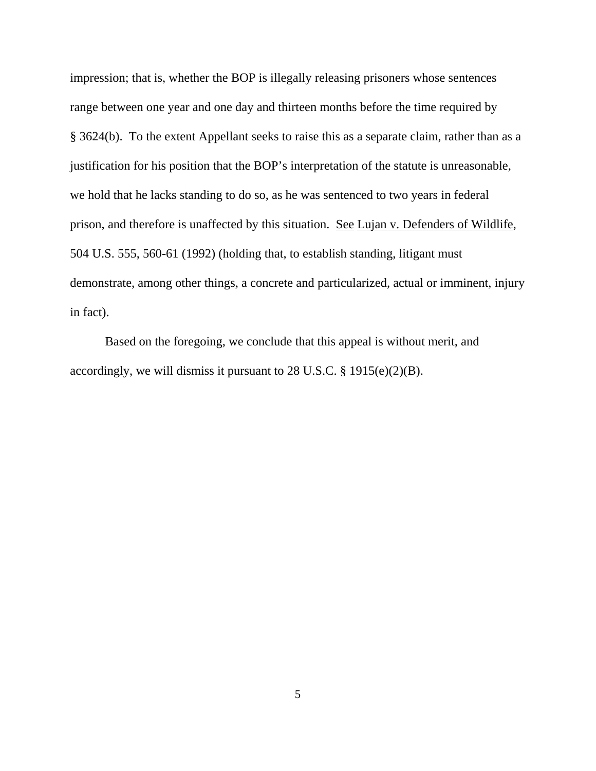impression; that is, whether the BOP is illegally releasing prisoners whose sentences range between one year and one day and thirteen months before the time required by § 3624(b). To the extent Appellant seeks to raise this as a separate claim, rather than as a justification for his position that the BOP's interpretation of the statute is unreasonable, we hold that he lacks standing to do so, as he was sentenced to two years in federal prison, and therefore is unaffected by this situation. See Lujan v. Defenders of Wildlife, 504 U.S. 555, 560-61 (1992) (holding that, to establish standing, litigant must demonstrate, among other things, a concrete and particularized, actual or imminent, injury in fact).

Based on the foregoing, we conclude that this appeal is without merit, and accordingly, we will dismiss it pursuant to 28 U.S.C. § 1915(e)(2)(B).